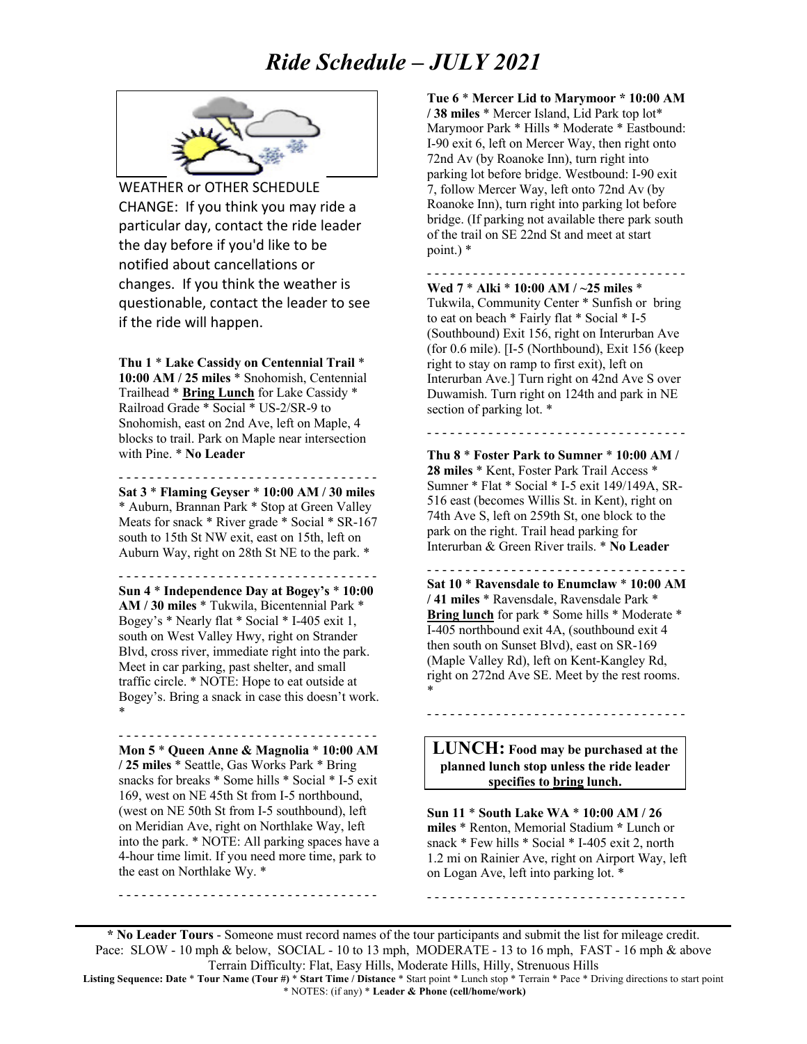# *Ride Schedule – JULY 2021*

WEATHER or OTHER SCHEDULE CHANGE: If you think you may ride a particular day, contact the ride leader the day before if you'd like to be notified about cancellations or changes. If you think the weather is questionable, contact the leader to see if the ride will happen.

**Thu 1** * **Lake Cassidy on Centennial Trail** * **10:00 AM / 25 miles** * Snohomish, Centennial Trailhead * **Bring Lunch** for Lake Cassidy * Railroad Grade * Social * US-2/SR-9 to Snohomish, east on 2nd Ave, left on Maple, 4 blocks to trail. Park on Maple near intersection with Pine. * **No Leader**

---

**Sat 3** * **Flaming Geyser** * **10:00 AM / 30 miles** * Auburn, Brannan Park * Stop at Green Valley Meats for snack * River grade * Social * SR-167 south to 15th St NW exit, east on 15th, left on Auburn Way, right on 28th St NE to the park. *

---

**Sun 4** * **Independence Day at Bogey's** * **10:00 AM / 30 miles** * Tukwila, Bicentennial Park * Bogey's * Nearly flat * Social * I-405 exit 1, south on West Valley Hwy, right on Strander Blvd, cross river, immediate right into the park. Meet in car parking, past shelter, and small traffic circle. * NOTE: Hope to eat outside at Bogey's. Bring a snack in case this doesn't work. *

---

**Mon 5** * **Queen Anne & Magnolia** * **10:00 AM / 25 miles** * Seattle, Gas Works Park * Bring snacks for breaks * Some hills * Social * I-5 exit 169, west on NE 45th St from I-5 northbound, (west on NE 50th St from I-5 southbound), left on Meridian Ave, right on Northlake Way, left into the park. * NOTE: All parking spaces have a 4-hour time limit. If you need more time, park to the east on Northlake Wy. *

---

**Tue 6** * **Mercer Lid to Marymoor** * **10:00 AM / 38 miles** * Mercer Island, Lid Park top lot* Marymoor Park * Hills * Moderate * Eastbound: I-90 exit 6, left on Mercer Way, then right onto 72nd Av (by Roanoke Inn), turn right into parking lot before bridge. Westbound: I-90 exit 7, follow Mercer Way, left onto 72nd Av (by Roanoke Inn), turn right into parking lot before bridge. (If parking not available there park south of the trail on SE 22nd St and meet at start point.) *

---

**Wed 7** * **Alki** * **10:00 AM / ~25 miles** * Tukwila, Community Center * Sunfish or bring to eat on beach * Fairly flat * Social * I-5 (Southbound) Exit 156, right on Interurban Ave (for 0.6 mile). [I-5 (Northbound), Exit 156 (keep right to stay on ramp to first exit), left on Interurban Ave.] Turn right on 42nd Ave S over Duwamish. Turn right on 124th and park in NE section of parking lot. *

---

**Thu 8** * **Foster Park to Sumner** * **10:00 AM / 28 miles** * Kent, Foster Park Trail Access * Sumner * Flat * Social * I-5 exit 149/149A, SR-516 east (becomes Willis St. in Kent), right on 74th Ave S, left on 259th St, one block to the park on the right. Trail head parking for Interurban & Green River trails. * **No Leader**

---

**Sat 10** * **Ravensdale to Enumclaw** * **10:00 AM / 41 miles** * Ravensdale, Ravensdale Park * **Bring lunch** for park * Some hills * Moderate * I-405 northbound exit 4A, (southbound exit 4 then south on Sunset Blvd), east on SR-169 (Maple Valley Rd), left on Kent-Kangley Rd, right on 272nd Ave SE. Meet by the rest rooms. *

---

**LUNCH: Food may be purchased at the planned lunch stop unless the ride leader specifies to bring lunch.**

**Sun 11** * **South Lake WA** * **10:00 AM / 26 miles** * Renton, Memorial Stadium **\*** Lunch or snack * Few hills * Social * I-405 exit 2, north 1.2 mi on Rainier Ave, right on Airport Way, left on Logan Ave, left into parking lot. *

---

**\* No Leader Tours** - Someone must record names of the tour participants and submit the list for mileage credit.
Pace: SLOW - 10 mph & below, SOCIAL - 10 to 13 mph, MODERATE - 13 to 16 mph, FAST - 16 mph & above
Terrain Difficulty: Flat, Easy Hills, Moderate Hills, Hilly, Strenuous Hills
**Listing Sequence: Date** * **Tour Name (Tour #)** * **Start Time / Distance** * Start point * Lunch stop * Terrain * Pace * Driving directions to start point * NOTES: (if any) * **Leader & Phone (cell/home/work)**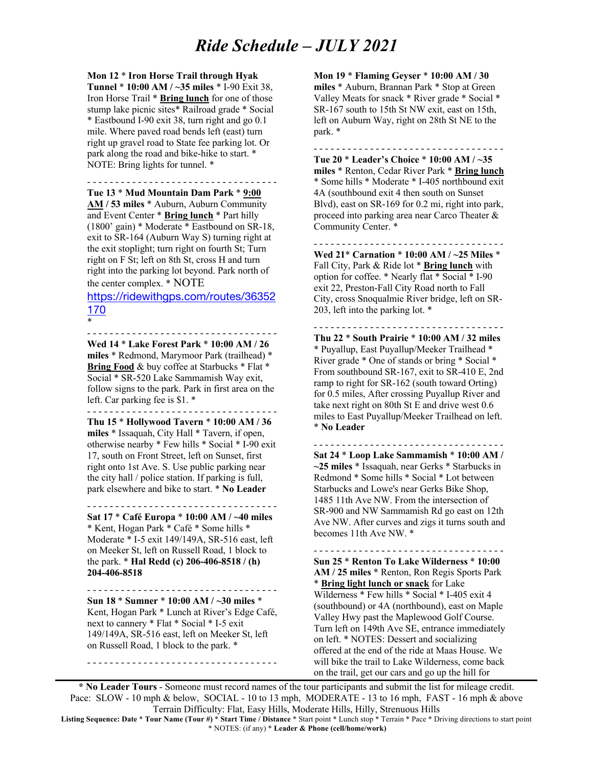# *Ride Schedule – JULY 2021*

**Mon 12** * **Iron Horse Trail through Hyak Tunnel** * **10:00 AM / ~35 miles** * I-90 Exit 38, Iron Horse Trail * **Bring lunch** for one of those stump lake picnic sites* Railroad grade * Social * Eastbound I-90 exit 38, turn right and go 0.1 mile. Where paved road bends left (east) turn right up gravel road to State fee parking lot. Or park along the road and bike-hike to start. * NOTE: Bring lights for tunnel. *

- - - - - - - - - - - - - - - - - - - - - - - - - - - - - - - - -

**Tue 13** * **Mud Mountain Dam Park** * **9:00 AM / 53 miles** * Auburn, Auburn Community and Event Center * **Bring lunch** * Part hilly (1800' gain) * Moderate * Eastbound on SR-18, exit to SR-164 (Auburn Way S) turning right at the exit stoplight; turn right on fourth St; Turn right on F St; left on 8th St, cross H and turn right into the parking lot beyond. Park north of the center complex. * NOTE https://ridewithgps.com/routes/36352170 *

- - - - - - - - - - - - - - - - - - - - - - - - - - - - - - - - -

**Wed 14** * **Lake Forest Park** * **10:00 AM / 26 miles** * Redmond, Marymoor Park (trailhead) * **Bring Food** & buy coffee at Starbucks * Flat * Social * SR-520 Lake Sammamish Way exit, follow signs to the park. Park in first area on the left. Car parking fee is $1. *

- - - - - - - - - - - - - - - - - - - - - - - - - - - - - - - - -

**Thu 15** * **Hollywood Tavern** * **10:00 AM / 36 miles** * Issaquah, City Hall * Tavern, if open, otherwise nearby * Few hills * Social * I-90 exit 17, south on Front Street, left on Sunset, first right onto 1st Ave. S. Use public parking near the city hall / police station. If parking is full, park elsewhere and bike to start. * **No Leader**

- - - - - - - - - - - - - - - - - - - - - - - - - - - - - - - - -

**Sat 17** * **Café Europa** * **10:00 AM / ~40 miles** * Kent, Hogan Park * Café * Some hills * Moderate * I-5 exit 149/149A, SR-516 east, left on Meeker St, left on Russell Road, 1 block to the park. * **Hal Redd (c) 206-406-8518 / (h) 204-406-8518**

- - - - - - - - - - - - - - - - - - - - - - - - - - - - - - - - -

**Sun 18** * **Sumner** * **10:00 AM / ~30 miles** * Kent, Hogan Park * Lunch at River's Edge Café, next to cannery * Flat * Social * I-5 exit 149/149A, SR-516 east, left on Meeker St, left on Russell Road, 1 block to the park. *

- - - - - - - - - - - - - - - - - - - - - - - - - - - - - - - - -

**Mon 19** * **Flaming Geyser** * **10:00 AM / 30 miles** * Auburn, Brannan Park * Stop at Green Valley Meats for snack * River grade * Social * SR-167 south to 15th St NW exit, east on 15th, left on Auburn Way, right on 28th St NE to the park. *

- - - - - - - - - - - - - - - - - - - - - - - - - - - - - - - - -

**Tue 20** * **Leader's Choice** * **10:00 AM / ~35 miles** * Renton, Cedar River Park * **Bring lunch** * Some hills * Moderate * I-405 northbound exit 4A (southbound exit 4 then south on Sunset Blvd), east on SR-169 for 0.2 mi, right into park, proceed into parking area near Carco Theater & Community Center. *

- - - - - - - - - - - - - - - - - - - - - - - - - - - - - - - - -

**Wed 21*** **Carnation** * **10:00 AM / ~25 Miles** * Fall City, Park & Ride lot * **Bring lunch** with option for coffee. * Nearly flat * Social * I-90 exit 22, Preston-Fall City Road north to Fall City, cross Snoqualmie River bridge, left on SR-203, left into the parking lot. *

- - - - - - - - - - - - - - - - - - - - - - - - - - - - - - - - -

**Thu 22** * **South Prairie** * **10:00 AM / 32 miles** * Puyallup, East Puyallup/Meeker Trailhead * River grade * One of stands or bring * Social * From southbound SR-167, exit to SR-410 E, 2nd ramp to right for SR-162 (south toward Orting) for 0.5 miles, After crossing Puyallup River and take next right on 80th St E and drive west 0.6 miles to East Puyallup/Meeker Trailhead on left. * **No Leader**

- - - - - - - - - - - - - - - - - - - - - - - - - - - - - - - - -

**Sat 24** * **Loop Lake Sammamish** * **10:00 AM / ~25 miles** * Issaquah, near Gerks * Starbucks in Redmond * Some hills * Social * Lot between Starbucks and Lowe's near Gerks Bike Shop, 1485 11th Ave NW. From the intersection of SR-900 and NW Sammamish Rd go east on 12th Ave NW. After curves and zigs it turns south and becomes 11th Ave NW. *

- - - - - - - - - - - - - - - - - - - - - - - - - - - - - - - - -

**Sun 25** * **Renton To Lake Wilderness** * **10:00 AM / 25 miles** * Renton, Ron Regis Sports Park * **Bring light lunch or snack** for Lake Wilderness * Few hills * Social * I-405 exit 4 (southbound) or 4A (northbound), east on Maple Valley Hwy past the Maplewood Golf Course. Turn left on 149th Ave SE, entrance immediately on left. * NOTES: Dessert and socializing offered at the end of the ride at Maas House. We will bike the trail to Lake Wilderness, come back on the trail, get our cars and go up the hill for

---

**\* No Leader Tours** - Someone must record names of the tour participants and submit the list for mileage credit.
Pace: SLOW - 10 mph & below, SOCIAL - 10 to 13 mph, MODERATE - 13 to 16 mph, FAST - 16 mph & above
Terrain Difficulty: Flat, Easy Hills, Moderate Hills, Hilly, Strenuous Hills

**Listing Sequence: Date** * **Tour Name (Tour #)** * **Start Time / Distance** * Start point * Lunch stop * Terrain * Pace * Driving directions to start point * NOTES: (if any) * **Leader & Phone (cell/home/work)**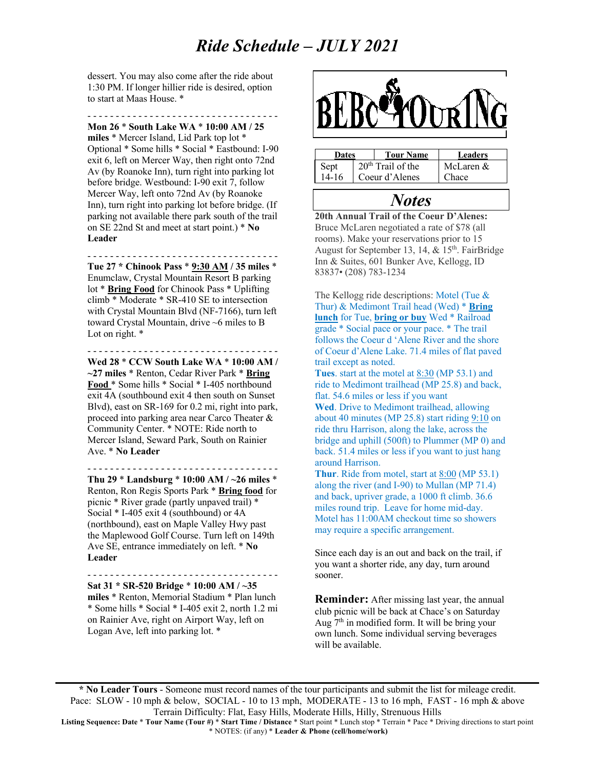# Ride Schedule – JULY 2021

dessert. You may also come after the ride about 1:30 PM. If longer hillier ride is desired, option to start at Maas House. *

- - - - - - - - - - - - - - - - - - - - - - - - - - - - - - - - -

**Mon 26** * **South Lake WA** * **10:00 AM / 25 miles** * Mercer Island, Lid Park top lot * Optional * Some hills * Social * Eastbound: I-90 exit 6, left on Mercer Way, then right onto 72nd Av (by Roanoke Inn), turn right into parking lot before bridge. Westbound: I-90 exit 7, follow Mercer Way, left onto 72nd Av (by Roanoke Inn), turn right into parking lot before bridge. (If parking not available there park south of the trail on SE 22nd St and meet at start point.) * **No Leader**

- - - - - - - - - - - - - - - - - - - - - - - - - - - - - - - - -

**Tue 27 * Chinook Pass** * **9:30 AM / 35 miles** * Enumclaw, Crystal Mountain Resort B parking lot * **Bring Food** for Chinook Pass * Uplifting climb * Moderate * SR-410 SE to intersection with Crystal Mountain Blvd (NF-7166), turn left toward Crystal Mountain, drive ~6 miles to B Lot on right. *

- - - - - - - - - - - - - - - - - - - - - - - - - - - - - - - - -

**Wed 28** * **CCW South Lake WA** * **10:00 AM / ~27 miles** * Renton, Cedar River Park * **Bring Food** * Some hills * Social * I-405 northbound exit 4A (southbound exit 4 then south on Sunset Blvd), east on SR-169 for 0.2 mi, right into park, proceed into parking area near Carco Theater & Community Center. * NOTE: Ride north to Mercer Island, Seward Park, South on Rainier Ave. * **No Leader**

- - - - - - - - - - - - - - - - - - - - - - - - - - - - - - - - -

**Thu 29** * **Landsburg** * **10:00 AM / ~26 miles** * Renton, Ron Regis Sports Park * **Bring food** for picnic * River grade (partly unpaved trail) * Social * I-405 exit 4 (southbound) or 4A (northbound), east on Maple Valley Hwy past the Maplewood Golf Course. Turn left on 149th Ave SE, entrance immediately on left. * **No Leader**

- - - - - - - - - - - - - - - - - - - - - - - - - - - - - - - - -

**Sat 31 * SR-520 Bridge** * **10:00 AM / ~35 miles** * Renton, Memorial Stadium * Plan lunch * Some hills * Social * I-405 exit 2, north 1.2 mi on Rainier Ave, right on Airport Way, left on Logan Ave, left into parking lot. *

BEBC TOURING

| Dates | Tour Name | Leaders |
|---|---|---|
| Sept 14-16 | 20th Trail of the Coeur d'Alenes | McLaren & Chace |

## Notes

**20th Annual Trail of the Coeur D'Alenes:** Bruce McLaren negotiated a rate of $78 (all rooms). Make your reservations prior to 15 August for September 13, 14, & 15th. FairBridge Inn & Suites, 601 Bunker Ave, Kellogg, ID 83837• (208) 783-1234

The Kellogg ride descriptions: Motel (Tue & Thur) & Medimont Trail head (Wed) * **Bring lunch** for Tue, **bring or buy** Wed * Railroad grade * Social pace or your pace. * The trail follows the Coeur d 'Alene River and the shore of Coeur d'Alene Lake. 71.4 miles of flat paved trail except as noted.

**Tues**. start at the motel at 8:30 (MP 53.1) and ride to Medimont trailhead (MP 25.8) and back, flat. 54.6 miles or less if you want

**Wed**. Drive to Medimont trailhead, allowing about 40 minutes (MP 25.8) start riding 9:10 on ride thru Harrison, along the lake, across the bridge and uphill (500ft) to Plummer (MP 0) and back. 51.4 miles or less if you want to just hang around Harrison.

**Thur**. Ride from motel, start at 8:00 (MP 53.1) along the river (and I-90) to Mullan (MP 71.4) and back, upriver grade, a 1000 ft climb. 36.6 miles round trip. Leave for home mid-day. Motel has 11:00AM checkout time so showers may require a specific arrangement.

Since each day is an out and back on the trail, if you want a shorter ride, any day, turn around sooner.

**Reminder:** After missing last year, the annual club picnic will be back at Chace's on Saturday Aug 7th in modified form. It will be bring your own lunch. Some individual serving beverages will be available.

---

**\* No Leader Tours** - Someone must record names of the tour participants and submit the list for mileage credit.
Pace: SLOW - 10 mph & below, SOCIAL - 10 to 13 mph, MODERATE - 13 to 16 mph, FAST - 16 mph & above
Terrain Difficulty: Flat, Easy Hills, Moderate Hills, Hilly, Strenuous Hills
**Listing Sequence: Date** * **Tour Name (Tour #)** * **Start Time / Distance** * Start point * Lunch stop * Terrain * Pace * Driving directions to start point * NOTES: (if any) * **Leader & Phone (cell/home/work)**